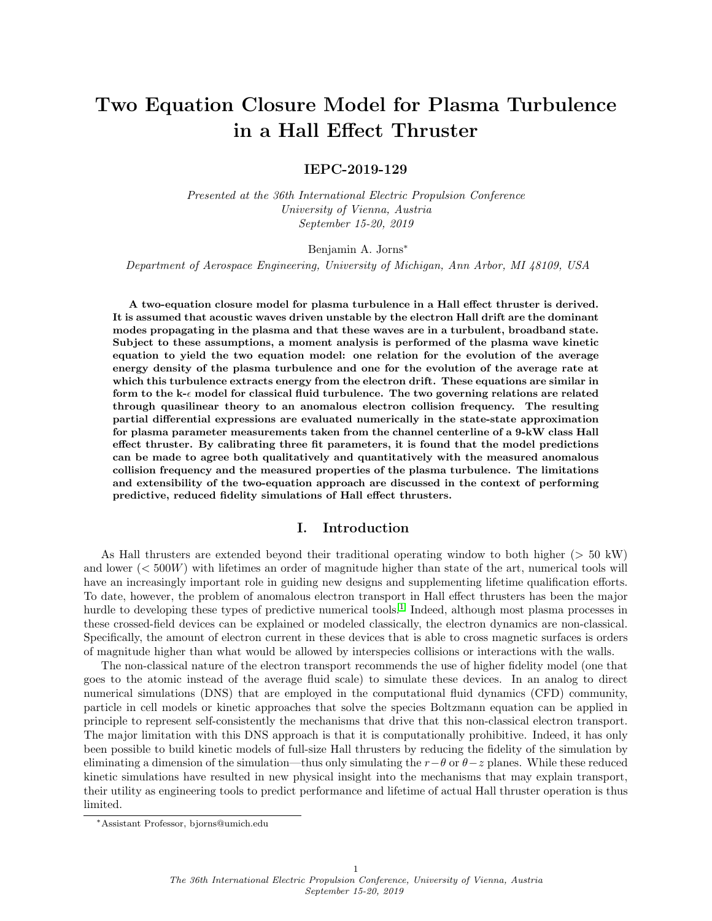# Two Equation Closure Model for Plasma Turbulence in a Hall Effect Thruster

## IEPC-2019-129

*Presented at the 36th International Electric Propulsion Conference*
*University of Vienna, Austria*
*September 15-20, 2019*

Benjamin A. Jorns*

*Department of Aerospace Engineering, University of Michigan, Ann Arbor, MI 48109, USA*

**A two-equation closure model for plasma turbulence in a Hall effect thruster is derived. It is assumed that acoustic waves driven unstable by the electron Hall drift are the dominant modes propagating in the plasma and that these waves are in a turbulent, broadband state. Subject to these assumptions, a moment analysis is performed of the plasma wave kinetic equation to yield the two equation model: one relation for the evolution of the average energy density of the plasma turbulence and one for the evolution of the average rate at which this turbulence extracts energy from the electron drift. These equations are similar in form to the k-$\epsilon$ model for classical fluid turbulence. The two governing relations are related through quasilinear theory to an anomalous electron collision frequency. The resulting partial differential expressions are evaluated numerically in the state-state approximation for plasma parameter measurements taken from the channel centerline of a 9-kW class Hall effect thruster. By calibrating three fit parameters, it is found that the model predictions can be made to agree both qualitatively and quantitatively with the measured anomalous collision frequency and the measured properties of the plasma turbulence. The limitations and extensibility of the two-equation approach are discussed in the context of performing predictive, reduced fidelity simulations of Hall effect thrusters.**

## I. Introduction

As Hall thrusters are extended beyond their traditional operating window to both higher (> 50 kW) and lower (< $500W$) with lifetimes an order of magnitude higher than state of the art, numerical tools will have an increasingly important role in guiding new designs and supplementing lifetime qualification efforts. To date, however, the problem of anomalous electron transport in Hall effect thrusters has been the major hurdle to developing these types of predictive numerical tools.[1] Indeed, although most plasma processes in these crossed-field devices can be explained or modeled classically, the electron dynamics are non-classical. Specifically, the amount of electron current in these devices that is able to cross magnetic surfaces is orders of magnitude higher than what would be allowed by interspecies collisions or interactions with the walls.

The non-classical nature of the electron transport recommends the use of higher fidelity model (one that goes to the atomic instead of the average fluid scale) to simulate these devices. In an analog to direct numerical simulations (DNS) that are employed in the computational fluid dynamics (CFD) community, particle in cell models or kinetic approaches that solve the species Boltzmann equation can be applied in principle to represent self-consistently the mechanisms that drive that this non-classical electron transport. The major limitation with this DNS approach is that it is computationally prohibitive. Indeed, it has only been possible to build kinetic models of full-size Hall thrusters by reducing the fidelity of the simulation by eliminating a dimension of the simulation—thus only simulating the $r-\theta$ or $\theta-z$ planes. While these reduced kinetic simulations have resulted in new physical insight into the mechanisms that may explain transport, their utility as engineering tools to predict performance and lifetime of actual Hall thruster operation is thus limited.

*Assistant Professor, bjorns@umich.edu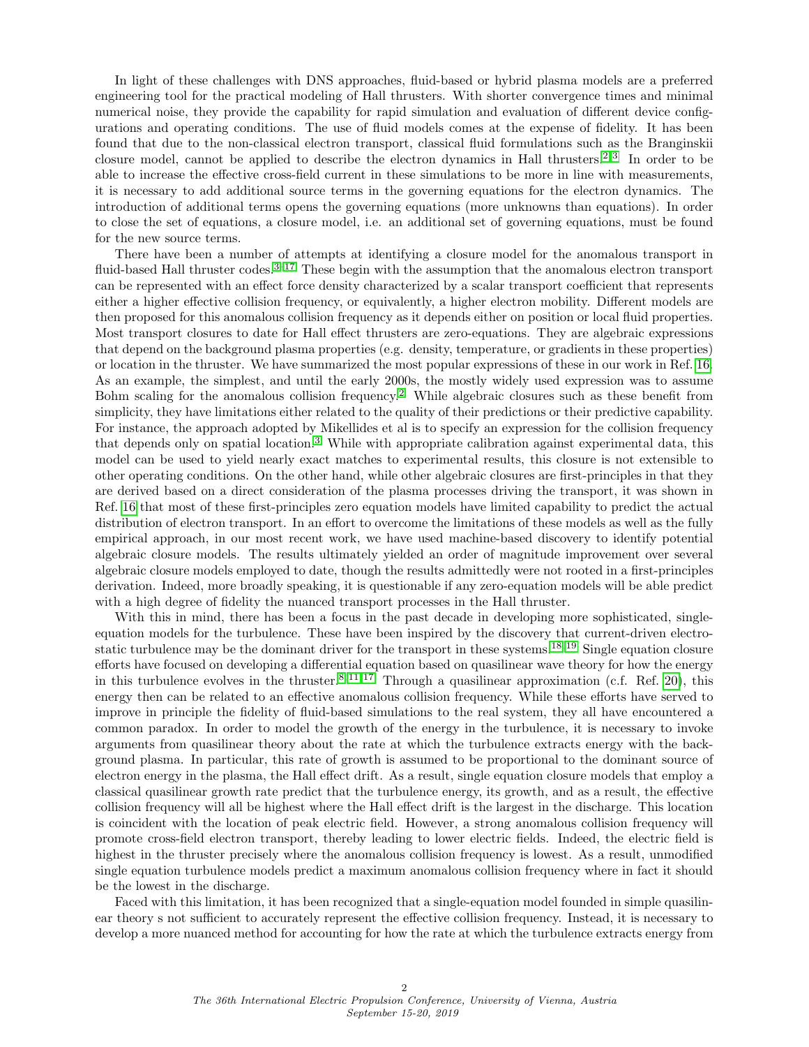In light of these challenges with DNS approaches, fluid-based or hybrid plasma models are a preferred engineering tool for the practical modeling of Hall thrusters. With shorter convergence times and minimal numerical noise, they provide the capability for rapid simulation and evaluation of different device configurations and operating conditions. The use of fluid models comes at the expense of fidelity. It has been found that due to the non-classical electron transport, classical fluid formulations such as the Branginskii closure model, cannot be applied to describe the electron dynamics in Hall thrusters.[2,3] In order to be able to increase the effective cross-field current in these simulations to be more in line with measurements, it is necessary to add additional source terms in the governing equations for the electron dynamics. The introduction of additional terms opens the governing equations (more unknowns than equations). In order to close the set of equations, a closure model, i.e. an additional set of governing equations, must be found for the new source terms.

There have been a number of attempts at identifying a closure model for the anomalous transport in fluid-based Hall thruster codes.[3–17] These begin with the assumption that the anomalous electron transport can be represented with an effect force density characterized by a scalar transport coefficient that represents either a higher effective collision frequency, or equivalently, a higher electron mobility. Different models are then proposed for this anomalous collision frequency as it depends either on position or local fluid properties. Most transport closures to date for Hall effect thrusters are zero-equations. They are algebraic expressions that depend on the background plasma properties (e.g. density, temperature, or gradients in these properties) or location in the thruster. We have summarized the most popular expressions of these in our work in Ref. [16]. As an example, the simplest, and until the early 2000s, the mostly widely used expression was to assume Bohm scaling for the anomalous collision frequency.[2] While algebraic closures such as these benefit from simplicity, they have limitations either related to the quality of their predictions or their predictive capability. For instance, the approach adopted by Mikellides et al is to specify an expression for the collision frequency that depends only on spatial location.[3] While with appropriate calibration against experimental data, this model can be used to yield nearly exact matches to experimental results, this closure is not extensible to other operating conditions. On the other hand, while other algebraic closures are first-principles in that they are derived based on a direct consideration of the plasma processes driving the transport, it was shown in Ref. [16] that most of these first-principles zero equation models have limited capability to predict the actual distribution of electron transport. In an effort to overcome the limitations of these models as well as the fully empirical approach, in our most recent work, we have used machine-based discovery to identify potential algebraic closure models. The results ultimately yielded an order of magnitude improvement over several algebraic closure models employed to date, though the results admittedly were not rooted in a first-principles derivation. Indeed, more broadly speaking, it is questionable if any zero-equation models will be able predict with a high degree of fidelity the nuanced transport processes in the Hall thruster.

With this in mind, there has been a focus in the past decade in developing more sophisticated, single-equation models for the turbulence. These have been inspired by the discovery that current-driven electrostatic turbulence may be the dominant driver for the transport in these systems.[18,19] Single equation closure efforts have focused on developing a differential equation based on quasilinear wave theory for how the energy in this turbulence evolves in the thruster.[8,11,17] Through a quasilinear approximation (c.f. Ref. [20]), this energy then can be related to an effective anomalous collision frequency. While these efforts have served to improve in principle the fidelity of fluid-based simulations to the real system, they all have encountered a common paradox. In order to model the growth of the energy in the turbulence, it is necessary to invoke arguments from quasilinear theory about the rate at which the turbulence extracts energy with the background plasma. In particular, this rate of growth is assumed to be proportional to the dominant source of electron energy in the plasma, the Hall effect drift. As a result, single equation closure models that employ a classical quasilinear growth rate predict that the turbulence energy, its growth, and as a result, the effective collision frequency will all be highest where the Hall effect drift is the largest in the discharge. This location is coincident with the location of peak electric field. However, a strong anomalous collision frequency will promote cross-field electron transport, thereby leading to lower electric fields. Indeed, the electric field is highest in the thruster precisely where the anomalous collision frequency is lowest. As a result, unmodified single equation turbulence models predict a maximum anomalous collision frequency where in fact it should be the lowest in the discharge.

Faced with this limitation, it has been recognized that a single-equation model founded in simple quasilinear theory s not sufficient to accurately represent the effective collision frequency. Instead, it is necessary to develop a more nuanced method for accounting for how the rate at which the turbulence extracts energy from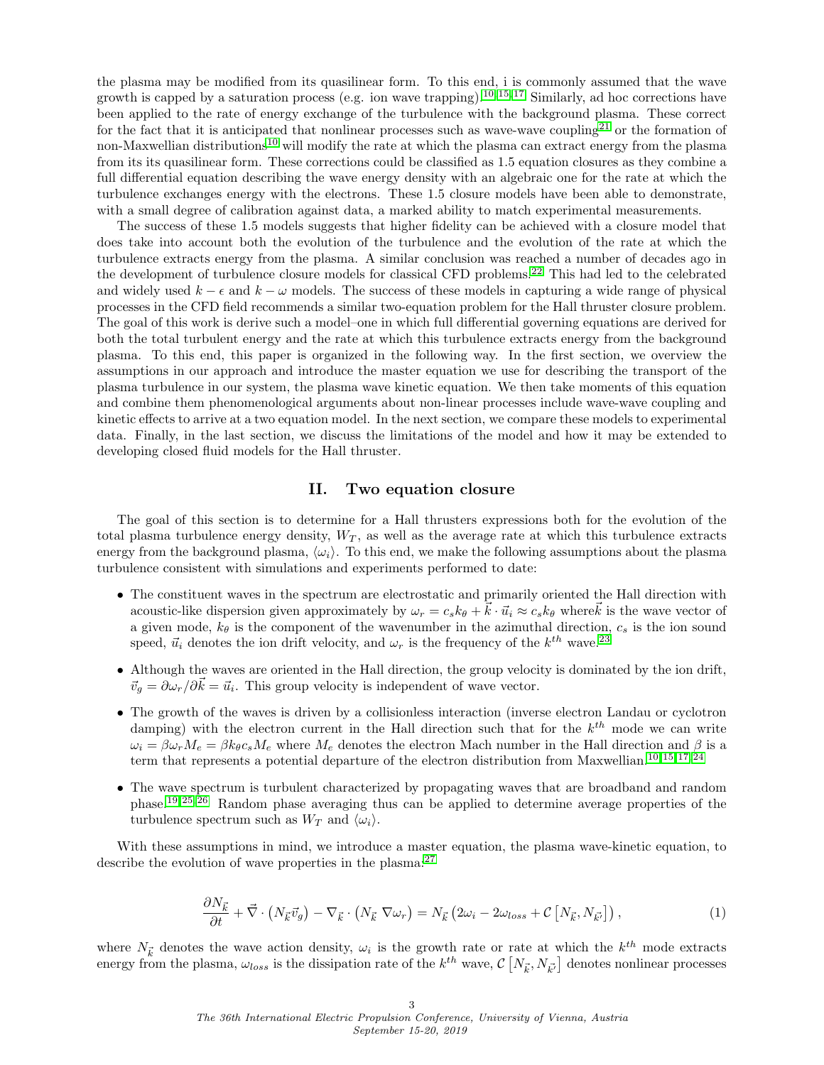the plasma may be modified from its quasilinear form. To this end, i is commonly assumed that the wave growth is capped by a saturation process (e.g. ion wave trapping).[10,15,17] Similarly, ad hoc corrections have been applied to the rate of energy exchange of the turbulence with the background plasma. These correct for the fact that it is anticipated that nonlinear processes such as wave-wave coupling[21] or the formation of non-Maxwellian distributions[10] will modify the rate at which the plasma can extract energy from the plasma from its its quasilinear form. These corrections could be classified as 1.5 equation closures as they combine a full differential equation describing the wave energy density with an algebraic one for the rate at which the turbulence exchanges energy with the electrons. These 1.5 closure models have been able to demonstrate, with a small degree of calibration against data, a marked ability to match experimental measurements.

The success of these 1.5 models suggests that higher fidelity can be achieved with a closure model that does take into account both the evolution of the turbulence and the evolution of the rate at which the turbulence extracts energy from the plasma. A similar conclusion was reached a number of decades ago in the development of turbulence closure models for classical CFD problems.[22] This had led to the celebrated and widely used $k-\epsilon$ and $k-\omega$ models. The success of these models in capturing a wide range of physical processes in the CFD field recommends a similar two-equation problem for the Hall thruster closure problem. The goal of this work is derive such a model–one in which full differential governing equations are derived for both the total turbulent energy and the rate at which this turbulence extracts energy from the background plasma. To this end, this paper is organized in the following way. In the first section, we overview the assumptions in our approach and introduce the master equation we use for describing the transport of the plasma turbulence in our system, the plasma wave kinetic equation. We then take moments of this equation and combine them phenomenological arguments about non-linear processes include wave-wave coupling and kinetic effects to arrive at a two equation model. In the next section, we compare these models to experimental data. Finally, in the last section, we discuss the limitations of the model and how it may be extended to developing closed fluid models for the Hall thruster.

## II. Two equation closure

The goal of this section is to determine for a Hall thrusters expressions both for the evolution of the total plasma turbulence energy density, $W_T$, as well as the average rate at which this turbulence extracts energy from the background plasma, $\langle \omega_i \rangle$. To this end, we make the following assumptions about the plasma turbulence consistent with simulations and experiments performed to date:

- The constituent waves in the spectrum are electrostatic and primarily oriented the Hall direction with acoustic-like dispersion given approximately by $\omega_r = c_s k_\theta + \vec{k} \cdot \vec{u}_i \approx c_s k_\theta$ where$\vec{k}$ is the wave vector of a given mode, $k_\theta$ is the component of the wavenumber in the azimuthal direction, $c_s$ is the ion sound speed, $\vec{u}_i$ denotes the ion drift velocity, and $\omega_r$ is the frequency of the $k^{th}$ wave.[23]
- Although the waves are oriented in the Hall direction, the group velocity is dominated by the ion drift, $\vec{v}_g = \partial \omega_r / \partial \vec{k} = \vec{u}_i$. This group velocity is independent of wave vector.
- The growth of the waves is driven by a collisionless interaction (inverse electron Landau or cyclotron damping) with the electron current in the Hall direction such that for the $k^{th}$ mode we can write $\omega_i = \beta \omega_r M_e = \beta k_\theta c_s M_e$ where $M_e$ denotes the electron Mach number in the Hall direction and $\beta$ is a term that represents a potential departure of the electron distribution from Maxwellian.[10,15,17,24]
- The wave spectrum is turbulent characterized by propagating waves that are broadband and random phase.[19,25,26] Random phase averaging thus can be applied to determine average properties of the turbulence spectrum such as $W_T$ and $\langle \omega_i \rangle$.

With these assumptions in mind, we introduce a master equation, the plasma wave-kinetic equation, to describe the evolution of wave properties in the plasma.[27]

$$\frac{\partial N_{\vec{k}}}{\partial t} + \vec{\nabla} \cdot \left( N_{\vec{k}} \vec{v}_g \right) - \nabla_{\vec{k}} \cdot \left( N_{\vec{k}} \, \nabla \omega_r \right) = N_{\vec{k}} \left( 2\omega_i - 2\omega_{loss} + \mathcal{C}\left[ N_{\vec{k}}, N_{\vec{k}'} \right] \right), \tag{1}$$

where $N_{\vec{k}}$ denotes the wave action density, $\omega_i$ is the growth rate or rate at which the $k^{th}$ mode extracts energy from the plasma, $\omega_{loss}$ is the dissipation rate of the $k^{th}$ wave, $\mathcal{C}\left[ N_{\vec{k}}, N_{\vec{k}'} \right]$ denotes nonlinear processes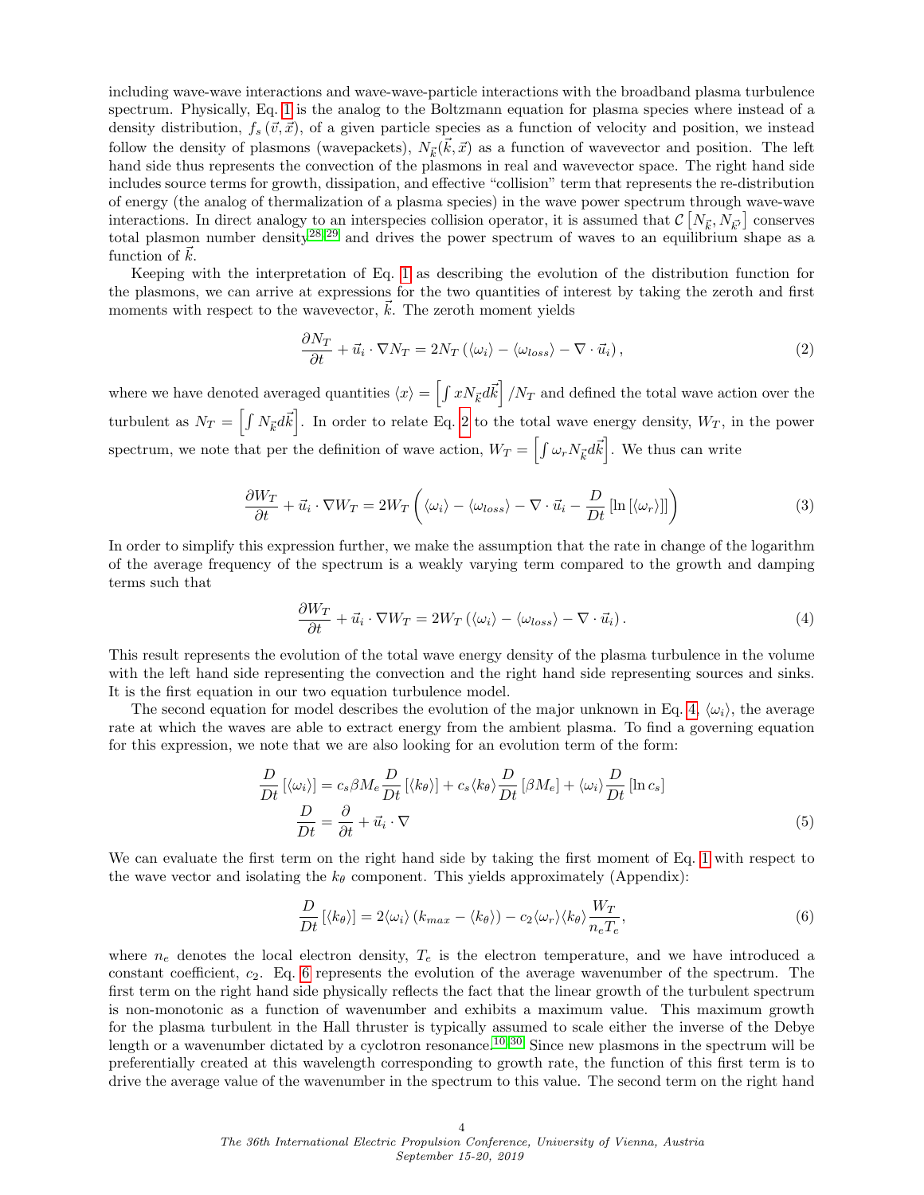including wave-wave interactions and wave-wave-particle interactions with the broadband plasma turbulence spectrum. Physically, Eq. 1 is the analog to the Boltzmann equation for plasma species where instead of a density distribution, $f_s(\vec{v}, \vec{x})$, of a given particle species as a function of velocity and position, we instead follow the density of plasmons (wavepackets), $N_{\vec{k}}(\vec{k}, \vec{x})$ as a function of wavevector and position. The left hand side thus represents the convection of the plasmons in real and wavevector space. The right hand side includes source terms for growth, dissipation, and effective "collision" term that represents the re-distribution of energy (the analog of thermalization of a plasma species) in the wave power spectrum through wave-wave interactions. In direct analogy to an interspecies collision operator, it is assumed that $\mathcal{C}\left[N_{\vec{k}}, N_{\vec{k}'}\right]$ conserves total plasmon number density[28,29] and drives the power spectrum of waves to an equilibrium shape as a function of $\vec{k}$.

Keeping with the interpretation of Eq. 1 as describing the evolution of the distribution function for the plasmons, we can arrive at expressions for the two quantities of interest by taking the zeroth and first moments with respect to the wavevector, $\vec{k}$. The zeroth moment yields

$$\frac{\partial N_T}{\partial t} + \vec{u}_i \cdot \nabla N_T = 2N_T\left(\langle\omega_i\rangle - \langle\omega_{loss}\rangle - \nabla \cdot \vec{u}_i\right), \tag{2}$$

where we have denoted averaged quantities $\langle x \rangle = \left[\int x N_{\vec{k}} d\vec{k}\right]/N_T$ and defined the total wave action over the turbulent as $N_T = \left[\int N_{\vec{k}} d\vec{k}\right]$. In order to relate Eq. 2 to the total wave energy density, $W_T$, in the power spectrum, we note that per the definition of wave action, $W_T = \left[\int \omega_r N_{\vec{k}} d\vec{k}\right]$. We thus can write

$$\frac{\partial W_T}{\partial t} + \vec{u}_i \cdot \nabla W_T = 2W_T\left(\langle\omega_i\rangle - \langle\omega_{loss}\rangle - \nabla \cdot \vec{u}_i - \frac{D}{Dt}\left[\ln\left[\langle\omega_r\rangle\right]\right]\right) \tag{3}$$

In order to simplify this expression further, we make the assumption that the rate in change of the logarithm of the average frequency of the spectrum is a weakly varying term compared to the growth and damping terms such that

$$\frac{\partial W_T}{\partial t} + \vec{u}_i \cdot \nabla W_T = 2W_T\left(\langle\omega_i\rangle - \langle\omega_{loss}\rangle - \nabla \cdot \vec{u}_i\right). \tag{4}$$

This result represents the evolution of the total wave energy density of the plasma turbulence in the volume with the left hand side representing the convection and the right hand side representing sources and sinks. It is the first equation in our two equation turbulence model.

The second equation for model describes the evolution of the major unknown in Eq. 4, $\langle\omega_i\rangle$, the average rate at which the waves are able to extract energy from the ambient plasma. To find a governing equation for this expression, we note that we are also looking for an evolution term of the form:

$$\begin{aligned} \frac{D}{Dt}\left[\langle\omega_i\rangle\right] &= c_s \beta M_e \frac{D}{Dt}\left[\langle k_\theta\rangle\right] + c_s\langle k_\theta\rangle\frac{D}{Dt}\left[\beta M_e\right] + \langle\omega_i\rangle\frac{D}{Dt}\left[\ln c_s\right] \\ \frac{D}{Dt} &= \frac{\partial}{\partial t} + \vec{u}_i \cdot \nabla \end{aligned} \tag{5}$$

We can evaluate the first term on the right hand side by taking the first moment of Eq. 1 with respect to the wave vector and isolating the $k_\theta$ component. This yields approximately (Appendix):

$$\frac{D}{Dt}\left[\langle k_\theta\rangle\right] = 2\langle\omega_i\rangle\left(k_{max} - \langle k_\theta\rangle\right) - c_2\langle\omega_r\rangle\langle k_\theta\rangle\frac{W_T}{n_e T_e}, \tag{6}$$

where $n_e$ denotes the local electron density, $T_e$ is the electron temperature, and we have introduced a constant coefficient, $c_2$. Eq. 6 represents the evolution of the average wavenumber of the spectrum. The first term on the right hand side physically reflects the fact that the linear growth of the turbulent spectrum is non-monotonic as a function of wavenumber and exhibits a maximum value. This maximum growth for the plasma turbulent in the Hall thruster is typically assumed to scale either the inverse of the Debye length or a wavenumber dictated by a cyclotron resonance.[10,30] Since new plasmons in the spectrum will be preferentially created at this wavelength corresponding to growth rate, the function of this first term is to drive the average value of the wavenumber in the spectrum to this value. The second term on the right hand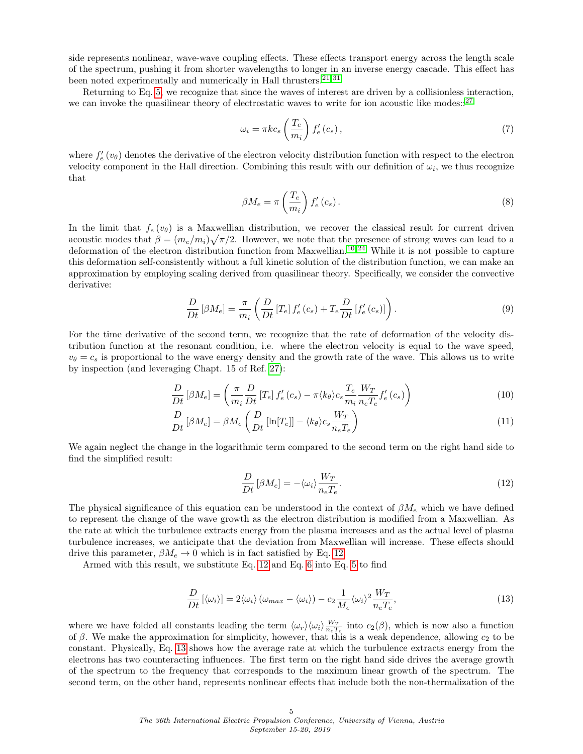side represents nonlinear, wave-wave coupling effects. These effects transport energy across the length scale of the spectrum, pushing it from shorter wavelengths to longer in an inverse energy cascade. This effect has been noted experimentally and numerically in Hall thrusters.[21,31]

Returning to Eq. 5, we recognize that since the waves of interest are driven by a collisionless interaction, we can invoke the quasilinear theory of electrostatic waves to write for ion acoustic like modes:[27]

$$\omega_i = \pi k c_s \left(\frac{T_e}{m_i}\right) f_e'\left(c_s\right), \tag{7}$$

where $f_e'\left(v_\theta\right)$ denotes the derivative of the electron velocity distribution function with respect to the electron velocity component in the Hall direction. Combining this result with our definition of $\omega_i$, we thus recognize that

$$\beta M_e = \pi \left(\frac{T_e}{m_i}\right) f_e'\left(c_s\right). \tag{8}$$

In the limit that $f_e\left(v_\theta\right)$ is a Maxwellian distribution, we recover the classical result for current driven acoustic modes that $\beta = (m_e/m_i)\sqrt{\pi/2}$. However, we note that the presence of strong waves can lead to a deformation of the electron distribution function from Maxwellian.[10,24] While it is not possible to capture this deformation self-consistently without a full kinetic solution of the distribution function, we can make an approximation by employing scaling derived from quasilinear theory. Specifically, we consider the convective derivative:

$$\frac{D}{Dt}\left[\beta M_e\right] = \frac{\pi}{m_i}\left(\frac{D}{Dt}\left[T_e\right] f_e'\left(c_s\right) + T_e \frac{D}{Dt}\left[f_e'\left(c_s\right)\right]\right). \tag{9}$$

For the time derivative of the second term, we recognize that the rate of deformation of the velocity distribution function at the resonant condition, i.e. where the electron velocity is equal to the wave speed, $v_\theta = c_s$ is proportional to the wave energy density and the growth rate of the wave. This allows us to write by inspection (and leveraging Chapt. 15 of Ref. 27):

$$\frac{D}{Dt}\left[\beta M_e\right] = \left(\frac{\pi}{m_i}\frac{D}{Dt}\left[T_e\right] f_e'\left(c_s\right) - \pi \langle k_\theta \rangle c_s \frac{T_e}{m_i}\frac{W_T}{n_e T_e} f_e'\left(c_s\right)\right) \tag{10}$$

$$\frac{D}{Dt}\left[\beta M_e\right] = \beta M_e \left(\frac{D}{Dt}\left[\ln[T_e]\right] - \langle k_\theta \rangle c_s \frac{W_T}{n_e T_e}\right) \tag{11}$$

We again neglect the change in the logarithmic term compared to the second term on the right hand side to find the simplified result:

$$\frac{D}{Dt}\left[\beta M_e\right] = -\langle \omega_i \rangle \frac{W_T}{n_e T_e}. \tag{12}$$

The physical significance of this equation can be understood in the context of $\beta M_e$ which we have defined to represent the change of the wave growth as the electron distribution is modified from a Maxwellian. As the rate at which the turbulence extracts energy from the plasma increases and as the actual level of plasma turbulence increases, we anticipate that the deviation from Maxwellian will increase. These effects should drive this parameter, $\beta M_e \to 0$ which is in fact satisfied by Eq. 12.

Armed with this result, we substitute Eq. 12 and Eq. 6 into Eq. 5 to find

$$\frac{D}{Dt}\left[\langle \omega_i \rangle\right] = 2\langle \omega_i \rangle \left(\omega_{max} - \langle \omega_i \rangle\right) - c_2 \frac{1}{M_e}\langle \omega_i \rangle^2 \frac{W_T}{n_e T_e}, \tag{13}$$

where we have folded all constants leading the term $\langle \omega_r \rangle \langle \omega_i \rangle \frac{W_T}{n_e T_e}$ into $c_2(\beta)$, which is now also a function of $\beta$. We make the approximation for simplicity, however, that this is a weak dependence, allowing $c_2$ to be constant. Physically, Eq. 13 shows how the average rate at which the turbulence extracts energy from the electrons has two counteracting influences. The first term on the right hand side drives the average growth of the spectrum to the frequency that corresponds to the maximum linear growth of the spectrum. The second term, on the other hand, represents nonlinear effects that include both the non-thermalization of the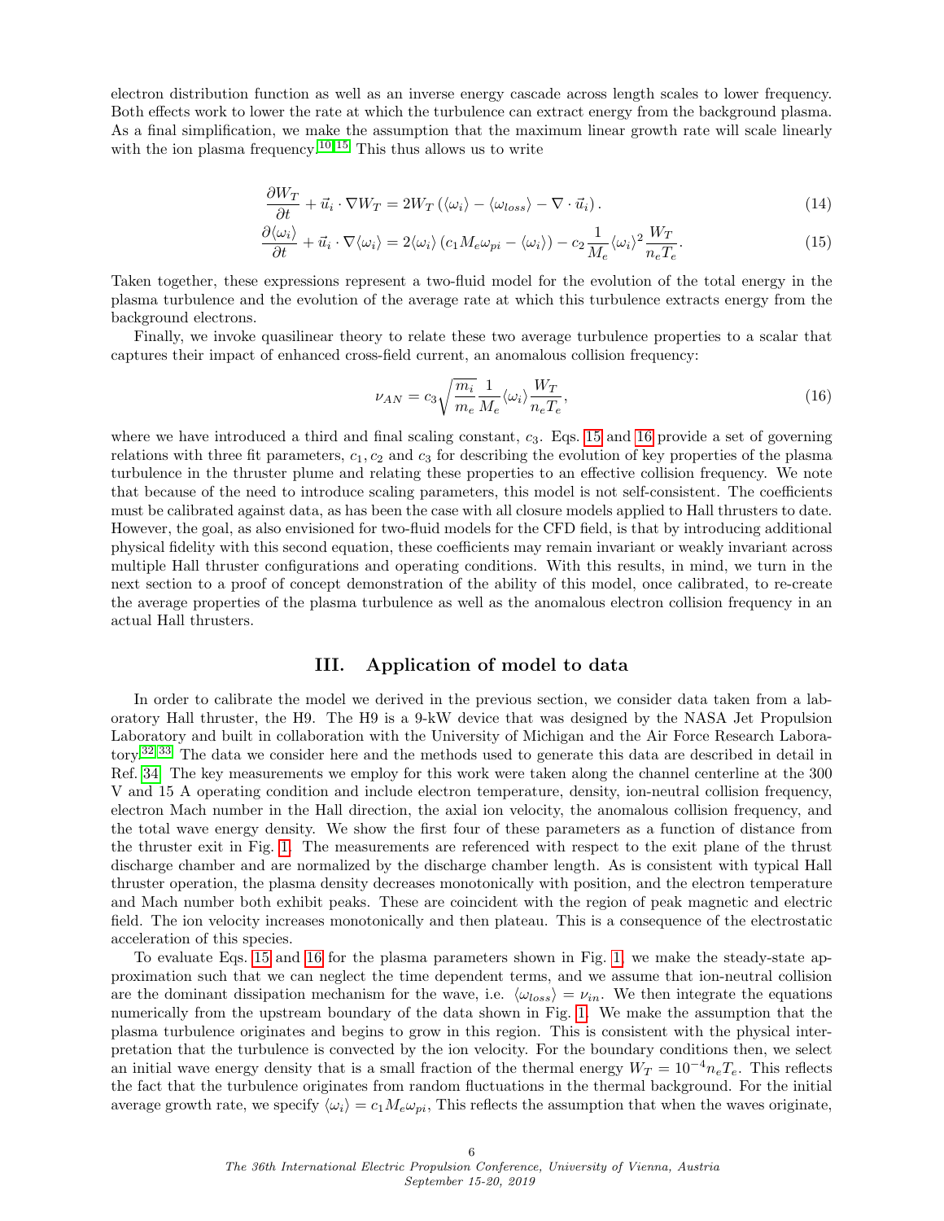electron distribution function as well as an inverse energy cascade across length scales to lower frequency. Both effects work to lower the rate at which the turbulence can extract energy from the background plasma. As a final simplification, we make the assumption that the maximum linear growth rate will scale linearly with the ion plasma frequency.[10,15] This thus allows us to write

$$\frac{\partial W_T}{\partial t} + \vec{u}_i \cdot \nabla W_T = 2W_T \left( \langle \omega_i \rangle - \langle \omega_{loss} \rangle - \nabla \cdot \vec{u}_i \right). \tag{14}$$

$$\frac{\partial \langle \omega_i \rangle}{\partial t} + \vec{u}_i \cdot \nabla \langle \omega_i \rangle = 2\langle \omega_i \rangle \left( c_1 M_e \omega_{pi} - \langle \omega_i \rangle \right) - c_2 \frac{1}{M_e} \langle \omega_i \rangle^2 \frac{W_T}{n_e T_e}. \tag{15}$$

Taken together, these expressions represent a two-fluid model for the evolution of the total energy in the plasma turbulence and the evolution of the average rate at which this turbulence extracts energy from the background electrons.

Finally, we invoke quasilinear theory to relate these two average turbulence properties to a scalar that captures their impact of enhanced cross-field current, an anomalous collision frequency:

$$\nu_{AN} = c_3 \sqrt{\frac{m_i}{m_e}} \frac{1}{M_e} \langle \omega_i \rangle \frac{W_T}{n_e T_e}, \tag{16}$$

where we have introduced a third and final scaling constant, $c_3$. Eqs. 15 and 16 provide a set of governing relations with three fit parameters, $c_1, c_2$ and $c_3$ for describing the evolution of key properties of the plasma turbulence in the thruster plume and relating these properties to an effective collision frequency. We note that because of the need to introduce scaling parameters, this model is not self-consistent. The coefficients must be calibrated against data, as has been the case with all closure models applied to Hall thrusters to date. However, the goal, as also envisioned for two-fluid models for the CFD field, is that by introducing additional physical fidelity with this second equation, these coefficients may remain invariant or weakly invariant across multiple Hall thruster configurations and operating conditions. With this results, in mind, we turn in the next section to a proof of concept demonstration of the ability of this model, once calibrated, to re-create the average properties of the plasma turbulence as well as the anomalous electron collision frequency in an actual Hall thrusters.

## III. Application of model to data

In order to calibrate the model we derived in the previous section, we consider data taken from a laboratory Hall thruster, the H9. The H9 is a 9-kW device that was designed by the NASA Jet Propulsion Laboratory and built in collaboration with the University of Michigan and the Air Force Research Laboratory.[32,33] The data we consider here and the methods used to generate this data are described in detail in Ref. 34. The key measurements we employ for this work were taken along the channel centerline at the 300 V and 15 A operating condition and include electron temperature, density, ion-neutral collision frequency, electron Mach number in the Hall direction, the axial ion velocity, the anomalous collision frequency, and the total wave energy density. We show the first four of these parameters as a function of distance from the thruster exit in Fig. 1. The measurements are referenced with respect to the exit plane of the thrust discharge chamber and are normalized by the discharge chamber length. As is consistent with typical Hall thruster operation, the plasma density decreases monotonically with position, and the electron temperature and Mach number both exhibit peaks. These are coincident with the region of peak magnetic and electric field. The ion velocity increases monotonically and then plateau. This is a consequence of the electrostatic acceleration of this species.

To evaluate Eqs. 15 and 16 for the plasma parameters shown in Fig. 1, we make the steady-state approximation such that we can neglect the time dependent terms, and we assume that ion-neutral collision are the dominant dissipation mechanism for the wave, i.e. $\langle \omega_{loss} \rangle = \nu_{in}$. We then integrate the equations numerically from the upstream boundary of the data shown in Fig. 1. We make the assumption that the plasma turbulence originates and begins to grow in this region. This is consistent with the physical interpretation that the turbulence is convected by the ion velocity. For the boundary conditions then, we select an initial wave energy density that is a small fraction of the thermal energy $W_T = 10^{-4} n_e T_e$. This reflects the fact that the turbulence originates from random fluctuations in the thermal background. For the initial average growth rate, we specify $\langle \omega_i \rangle = c_1 M_e \omega_{pi}$, This reflects the assumption that when the waves originate,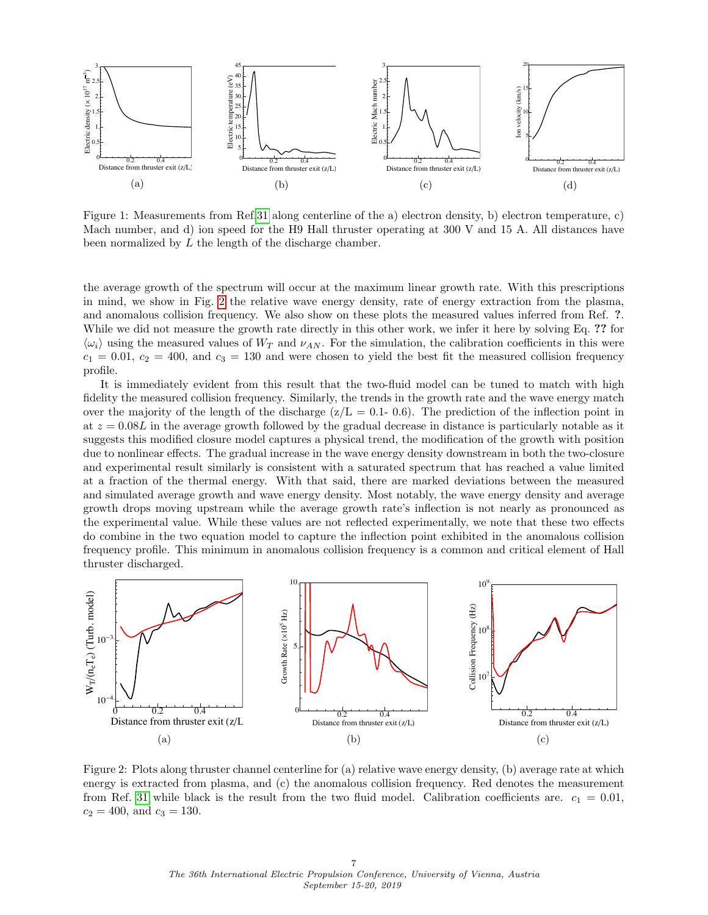Figure 1: Measurements from Ref.[31] along centerline of the a) electron density, b) electron temperature, c) Mach number, and d) ion speed for the H9 Hall thruster operating at 300 V and 15 A. All distances have been normalized by $L$ the length of the discharge chamber.

the average growth of the spectrum will occur at the maximum linear growth rate. With this prescriptions in mind, we show in Fig. 2 the relative wave energy density, rate of energy extraction from the plasma, and anomalous collision frequency. We also show on these plots the measured values inferred from Ref. **?**. While we did not measure the growth rate directly in this other work, we infer it here by solving Eq. **??** for $\langle \omega_i \rangle$ using the measured values of $W_T$ and $\nu_{AN}$. For the simulation, the calibration coefficients in this were $c_1 = 0.01$, $c_2 = 400$, and $c_3 = 130$ and were chosen to yield the best fit the measured collision frequency profile.

It is immediately evident from this result that the two-fluid model can be tuned to match with high fidelity the measured collision frequency. Similarly, the trends in the growth rate and the wave energy match over the majority of the length of the discharge (z/L = 0.1- 0.6). The prediction of the inflection point in at $z = 0.08L$ in the average growth followed by the gradual decrease in distance is particularly notable as it suggests this modified closure model captures a physical trend, the modification of the growth with position due to nonlinear effects. The gradual increase in the wave energy density downstream in both the two-closure and experimental result similarly is consistent with a saturated spectrum that has reached a value limited at a fraction of the thermal energy. With that said, there are marked deviations between the measured and simulated average growth and wave energy density. Most notably, the wave energy density and average growth drops moving upstream while the average growth rate's inflection is not nearly as pronounced as the experimental value. While these values are not reflected experimentally, we note that these two effects do combine in the two equation model to capture the inflection point exhibited in the anomalous collision frequency profile. This minimum in anomalous collision frequency is a common and critical element of Hall thruster discharged.

Figure 2: Plots along thruster channel centerline for (a) relative wave energy density, (b) average rate at which energy is extracted from plasma, and (c) the anomalous collision frequency. Red denotes the measurement from Ref. [31] while black is the result from the two fluid model. Calibration coefficients are. $c_1 = 0.01$, $c_2 = 400$, and $c_3 = 130$.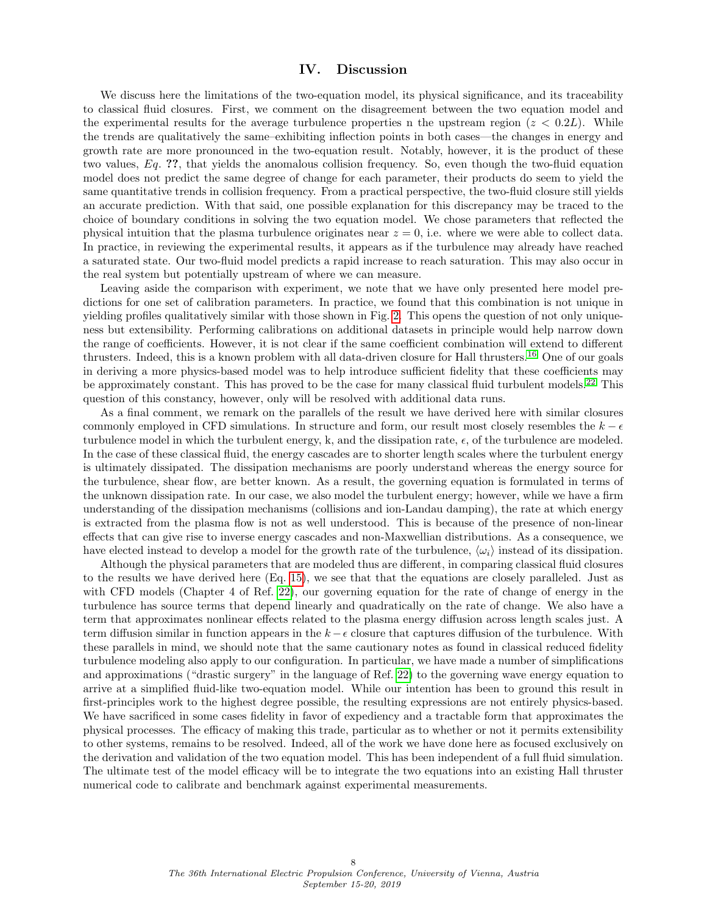# IV. Discussion

We discuss here the limitations of the two-equation model, its physical significance, and its traceability to classical fluid closures. First, we comment on the disagreement between the two equation model and the experimental results for the average turbulence properties n the upstream region ($z < 0.2L$). While the trends are qualitatively the same–exhibiting inflection points in both cases—the changes in energy and growth rate are more pronounced in the two-equation result. Notably, however, it is the product of these two values, *Eq.* **??**, that yields the anomalous collision frequency. So, even though the two-fluid equation model does not predict the same degree of change for each parameter, their products do seem to yield the same quantitative trends in collision frequency. From a practical perspective, the two-fluid closure still yields an accurate prediction. With that said, one possible explanation for this discrepancy may be traced to the choice of boundary conditions in solving the two equation model. We chose parameters that reflected the physical intuition that the plasma turbulence originates near $z = 0$, i.e. where we were able to collect data. In practice, in reviewing the experimental results, it appears as if the turbulence may already have reached a saturated state. Our two-fluid model predicts a rapid increase to reach saturation. This may also occur in the real system but potentially upstream of where we can measure.

Leaving aside the comparison with experiment, we note that we have only presented here model predictions for one set of calibration parameters. In practice, we found that this combination is not unique in yielding profiles qualitatively similar with those shown in Fig. 2. This opens the question of not only uniqueness but extensibility. Performing calibrations on additional datasets in principle would help narrow down the range of coefficients. However, it is not clear if the same coefficient combination will extend to different thrusters. Indeed, this is a known problem with all data-driven closure for Hall thrusters.[16] One of our goals in deriving a more physics-based model was to help introduce sufficient fidelity that these coefficients may be approximately constant. This has proved to be the case for many classical fluid turbulent models.[22] This question of this constancy, however, only will be resolved with additional data runs.

As a final comment, we remark on the parallels of the result we have derived here with similar closures commonly employed in CFD simulations. In structure and form, our result most closely resembles the $k - \epsilon$ turbulence model in which the turbulent energy, k, and the dissipation rate, $\epsilon$, of the turbulence are modeled. In the case of these classical fluid, the energy cascades are to shorter length scales where the turbulent energy is ultimately dissipated. The dissipation mechanisms are poorly understand whereas the energy source for the turbulence, shear flow, are better known. As a result, the governing equation is formulated in terms of the unknown dissipation rate. In our case, we also model the turbulent energy; however, while we have a firm understanding of the dissipation mechanisms (collisions and ion-Landau damping), the rate at which energy is extracted from the plasma flow is not as well understood. This is because of the presence of non-linear effects that can give rise to inverse energy cascades and non-Maxwellian distributions. As a consequence, we have elected instead to develop a model for the growth rate of the turbulence, $\langle \omega_i \rangle$ instead of its dissipation.

Although the physical parameters that are modeled thus are different, in comparing classical fluid closures to the results we have derived here (Eq. 15), we see that that the equations are closely paralleled. Just as with CFD models (Chapter 4 of Ref. 22), our governing equation for the rate of change of energy in the turbulence has source terms that depend linearly and quadratically on the rate of change. We also have a term that approximates nonlinear effects related to the plasma energy diffusion across length scales just. A term diffusion similar in function appears in the $k - \epsilon$ closure that captures diffusion of the turbulence. With these parallels in mind, we should note that the same cautionary notes as found in classical reduced fidelity turbulence modeling also apply to our configuration. In particular, we have made a number of simplifications and approximations ("drastic surgery" in the language of Ref. 22) to the governing wave energy equation to arrive at a simplified fluid-like two-equation model. While our intention has been to ground this result in first-principles work to the highest degree possible, the resulting expressions are not entirely physics-based. We have sacrificed in some cases fidelity in favor of expediency and a tractable form that approximates the physical processes. The efficacy of making this trade, particular as to whether or not it permits extensibility to other systems, remains to be resolved. Indeed, all of the work we have done here as focused exclusively on the derivation and validation of the two equation model. This has been independent of a full fluid simulation. The ultimate test of the model efficacy will be to integrate the two equations into an existing Hall thruster numerical code to calibrate and benchmark against experimental measurements.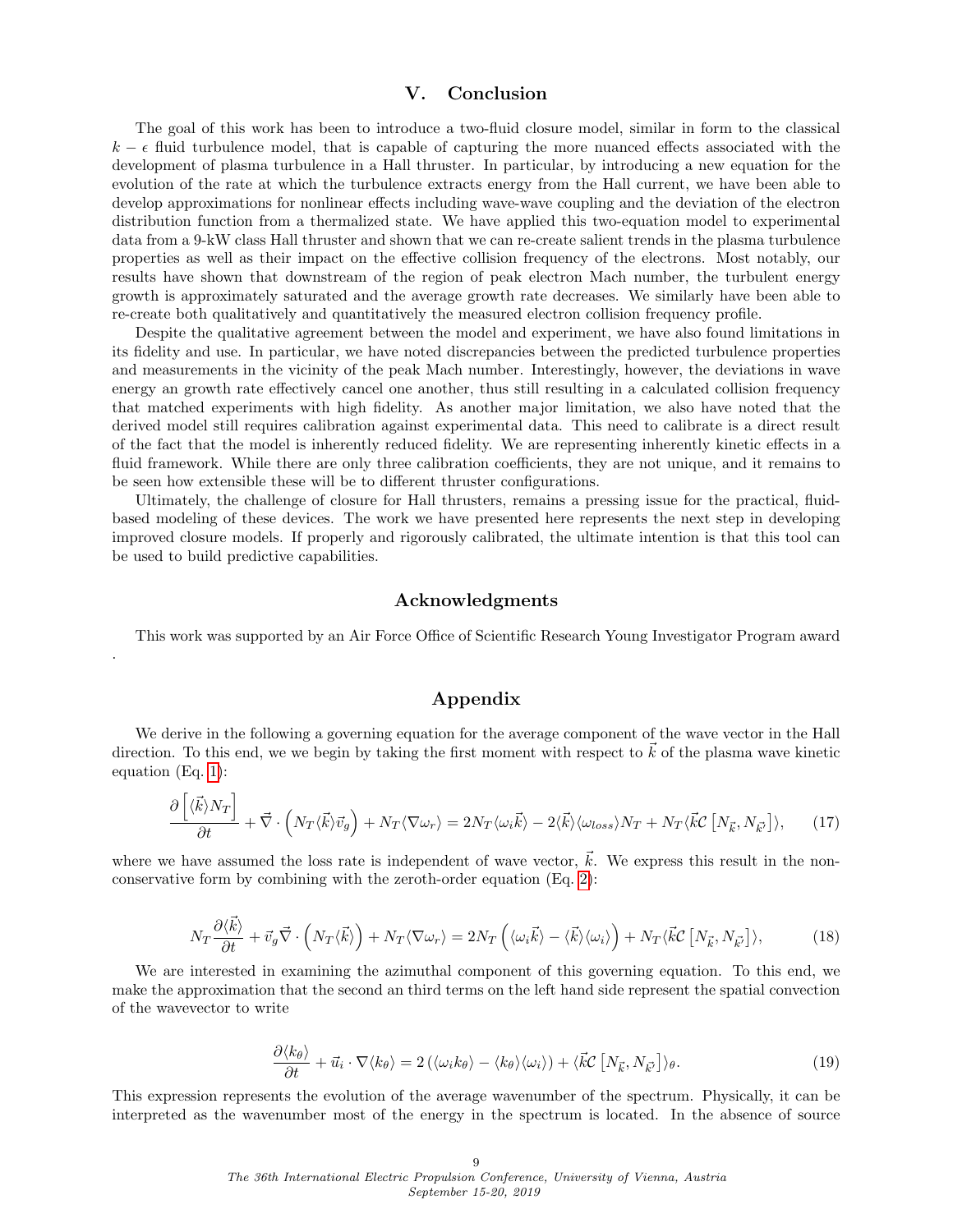## V. Conclusion

The goal of this work has been to introduce a two-fluid closure model, similar in form to the classical $k - \epsilon$ fluid turbulence model, that is capable of capturing the more nuanced effects associated with the development of plasma turbulence in a Hall thruster. In particular, by introducing a new equation for the evolution of the rate at which the turbulence extracts energy from the Hall current, we have been able to develop approximations for nonlinear effects including wave-wave coupling and the deviation of the electron distribution function from a thermalized state. We have applied this two-equation model to experimental data from a 9-kW class Hall thruster and shown that we can re-create salient trends in the plasma turbulence properties as well as their impact on the effective collision frequency of the electrons. Most notably, our results have shown that downstream of the region of peak electron Mach number, the turbulent energy growth is approximately saturated and the average growth rate decreases. We similarly have been able to re-create both qualitatively and quantitatively the measured electron collision frequency profile.

Despite the qualitative agreement between the model and experiment, we have also found limitations in its fidelity and use. In particular, we have noted discrepancies between the predicted turbulence properties and measurements in the vicinity of the peak Mach number. Interestingly, however, the deviations in wave energy an growth rate effectively cancel one another, thus still resulting in a calculated collision frequency that matched experiments with high fidelity. As another major limitation, we also have noted that the derived model still requires calibration against experimental data. This need to calibrate is a direct result of the fact that the model is inherently reduced fidelity. We are representing inherently kinetic effects in a fluid framework. While there are only three calibration coefficients, they are not unique, and it remains to be seen how extensible these will be to different thruster configurations.

Ultimately, the challenge of closure for Hall thrusters, remains a pressing issue for the practical, fluid-based modeling of these devices. The work we have presented here represents the next step in developing improved closure models. If properly and rigorously calibrated, the ultimate intention is that this tool can be used to build predictive capabilities.

## Acknowledgments

This work was supported by an Air Force Office of Scientific Research Young Investigator Program award .

## Appendix

We derive in the following a governing equation for the average component of the wave vector in the Hall direction. To this end, we we begin by taking the first moment with respect to $\vec{k}$ of the plasma wave kinetic equation (Eq. 1):

$$\frac{\partial \left[\langle \vec{k} \rangle N_T\right]}{\partial t} + \vec{\nabla} \cdot \left(N_T \langle \vec{k} \rangle \vec{v}_g\right) + N_T \langle \nabla \omega_r \rangle = 2 N_T \langle \omega_i \vec{k} \rangle - 2 \langle \vec{k} \rangle \langle \omega_{loss} \rangle N_T + N_T \langle \vec{k} \mathcal{C}\left[N_{\vec{k}}, N_{\vec{k}'}\right] \rangle, \tag{17}$$

where we have assumed the loss rate is independent of wave vector, $\vec{k}$. We express this result in the non-conservative form by combining with the zeroth-order equation (Eq. 2):

$$N_T \frac{\partial \langle \vec{k} \rangle}{\partial t} + \vec{v}_g \vec{\nabla} \cdot \left(N_T \langle \vec{k} \rangle\right) + N_T \langle \nabla \omega_r \rangle = 2 N_T \left(\langle \omega_i \vec{k} \rangle - \langle \vec{k} \rangle \langle \omega_i \rangle\right) + N_T \langle \vec{k} \mathcal{C}\left[N_{\vec{k}}, N_{\vec{k}'}\right] \rangle, \tag{18}$$

We are interested in examining the azimuthal component of this governing equation. To this end, we make the approximation that the second an third terms on the left hand side represent the spatial convection of the wavevector to write

$$\frac{\partial \langle k_\theta \rangle}{\partial t} + \vec{u}_i \cdot \nabla \langle k_\theta \rangle = 2 \left(\langle \omega_i k_\theta \rangle - \langle k_\theta \rangle \langle \omega_i \rangle\right) + \langle \vec{k} \mathcal{C}\left[N_{\vec{k}}, N_{\vec{k}'}\right] \rangle_\theta. \tag{19}$$

This expression represents the evolution of the average wavenumber of the spectrum. Physically, it can be interpreted as the wavenumber most of the energy in the spectrum is located. In the absence of source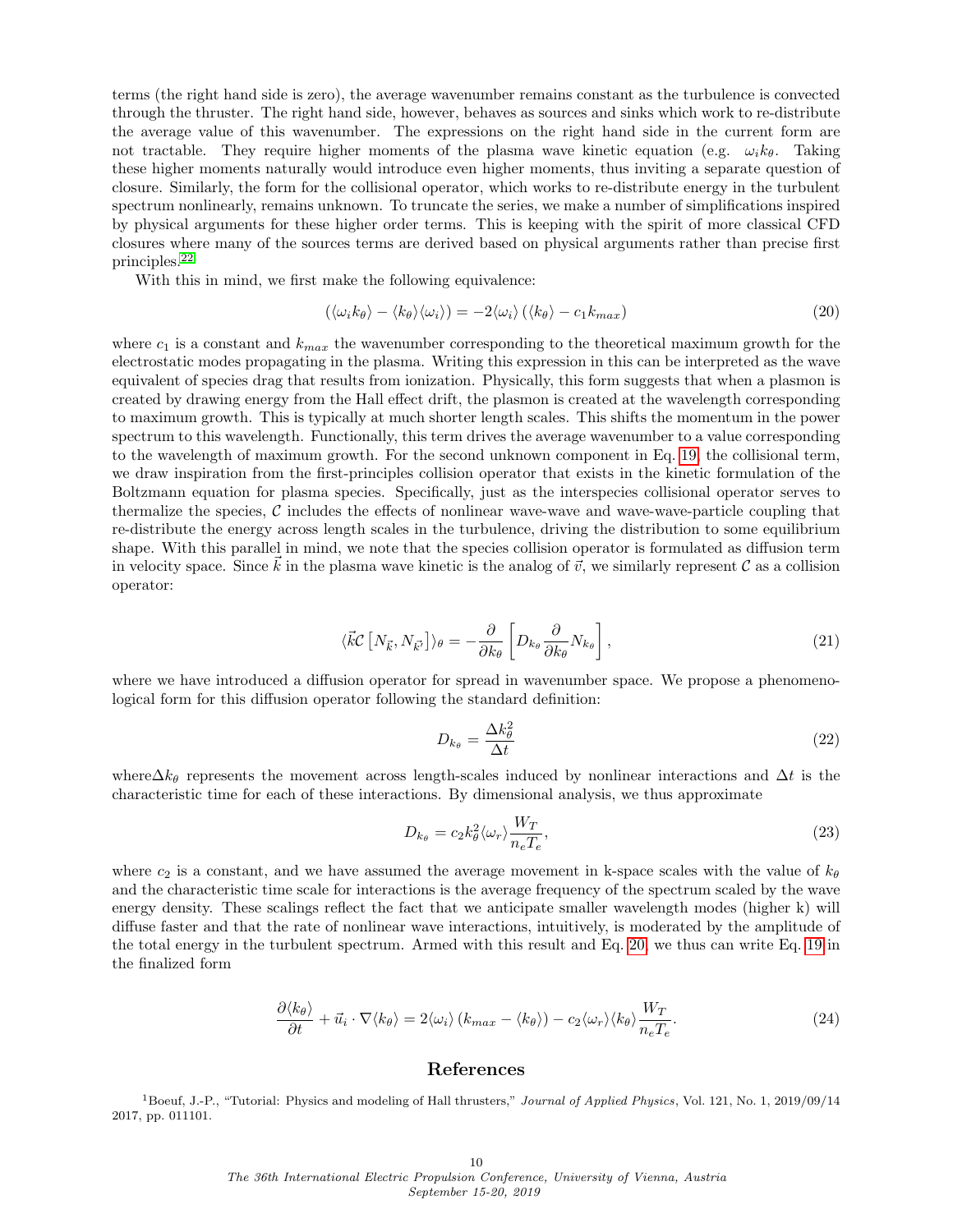terms (the right hand side is zero), the average wavenumber remains constant as the turbulence is convected through the thruster. The right hand side, however, behaves as sources and sinks which work to re-distribute the average value of this wavenumber. The expressions on the right hand side in the current form are not tractable. They require higher moments of the plasma wave kinetic equation (e.g. $\omega_i k_\theta$. Taking these higher moments naturally would introduce even higher moments, thus inviting a separate question of closure. Similarly, the form for the collisional operator, which works to re-distribute energy in the turbulent spectrum nonlinearly, remains unknown. To truncate the series, we make a number of simplifications inspired by physical arguments for these higher order terms. This is keeping with the spirit of more classical CFD closures where many of the sources terms are derived based on physical arguments rather than precise first principles.[22]

With this in mind, we first make the following equivalence:

$$(\langle \omega_i k_\theta \rangle - \langle k_\theta \rangle \langle \omega_i \rangle) = -2\langle \omega_i \rangle \left( \langle k_\theta \rangle - c_1 k_{max} \right) \tag{20}$$

where $c_1$ is a constant and $k_{max}$ the wavenumber corresponding to the theoretical maximum growth for the electrostatic modes propagating in the plasma. Writing this expression in this can be interpreted as the wave equivalent of species drag that results from ionization. Physically, this form suggests that when a plasmon is created by drawing energy from the Hall effect drift, the plasmon is created at the wavelength corresponding to maximum growth. This is typically at much shorter length scales. This shifts the momentum in the power spectrum to this wavelength. Functionally, this term drives the average wavenumber to a value corresponding to the wavelength of maximum growth. For the second unknown component in Eq. 19, the collisional term, we draw inspiration from the first-principles collision operator that exists in the kinetic formulation of the Boltzmann equation for plasma species. Specifically, just as the interspecies collisional operator serves to thermalize the species, $\mathcal{C}$ includes the effects of nonlinear wave-wave and wave-wave-particle coupling that re-distribute the energy across length scales in the turbulence, driving the distribution to some equilibrium shape. With this parallel in mind, we note that the species collision operator is formulated as diffusion term in velocity space. Since $\vec{k}$ in the plasma wave kinetic is the analog of $\vec{v}$, we similarly represent $\mathcal{C}$ as a collision operator:

$$\langle \vec{k} \mathcal{C} \left[ N_{\vec{k}}, N_{\vec{k}'} \right] \rangle_\theta = -\frac{\partial}{\partial k_\theta} \left[ D_{k_\theta} \frac{\partial}{\partial k_\theta} N_{k_\theta} \right], \tag{21}$$

where we have introduced a diffusion operator for spread in wavenumber space. We propose a phenomenological form for this diffusion operator following the standard definition:

$$D_{k_\theta} = \frac{\Delta k_\theta^2}{\Delta t} \tag{22}$$

where$\Delta k_\theta$ represents the movement across length-scales induced by nonlinear interactions and $\Delta t$ is the characteristic time for each of these interactions. By dimensional analysis, we thus approximate

$$D_{k_\theta} = c_2 k_\theta^2 \langle \omega_r \rangle \frac{W_T}{n_e T_e}, \tag{23}$$

where $c_2$ is a constant, and we have assumed the average movement in k-space scales with the value of $k_\theta$ and the characteristic time scale for interactions is the average frequency of the spectrum scaled by the wave energy density. These scalings reflect the fact that we anticipate smaller wavelength modes (higher k) will diffuse faster and that the rate of nonlinear wave interactions, intuitively, is moderated by the amplitude of the total energy in the turbulent spectrum. Armed with this result and Eq. 20, we thus can write Eq. 19 in the finalized form

$$\frac{\partial \langle k_\theta \rangle}{\partial t} + \vec{u}_i \cdot \nabla \langle k_\theta \rangle = 2\langle \omega_i \rangle \left( k_{max} - \langle k_\theta \rangle \right) - c_2 \langle \omega_r \rangle \langle k_\theta \rangle \frac{W_T}{n_e T_e}. \tag{24}$$

## References

[1] Boeuf, J.-P., "Tutorial: Physics and modeling of Hall thrusters," *Journal of Applied Physics*, Vol. 121, No. 1, 2019/09/14 2017, pp. 011101.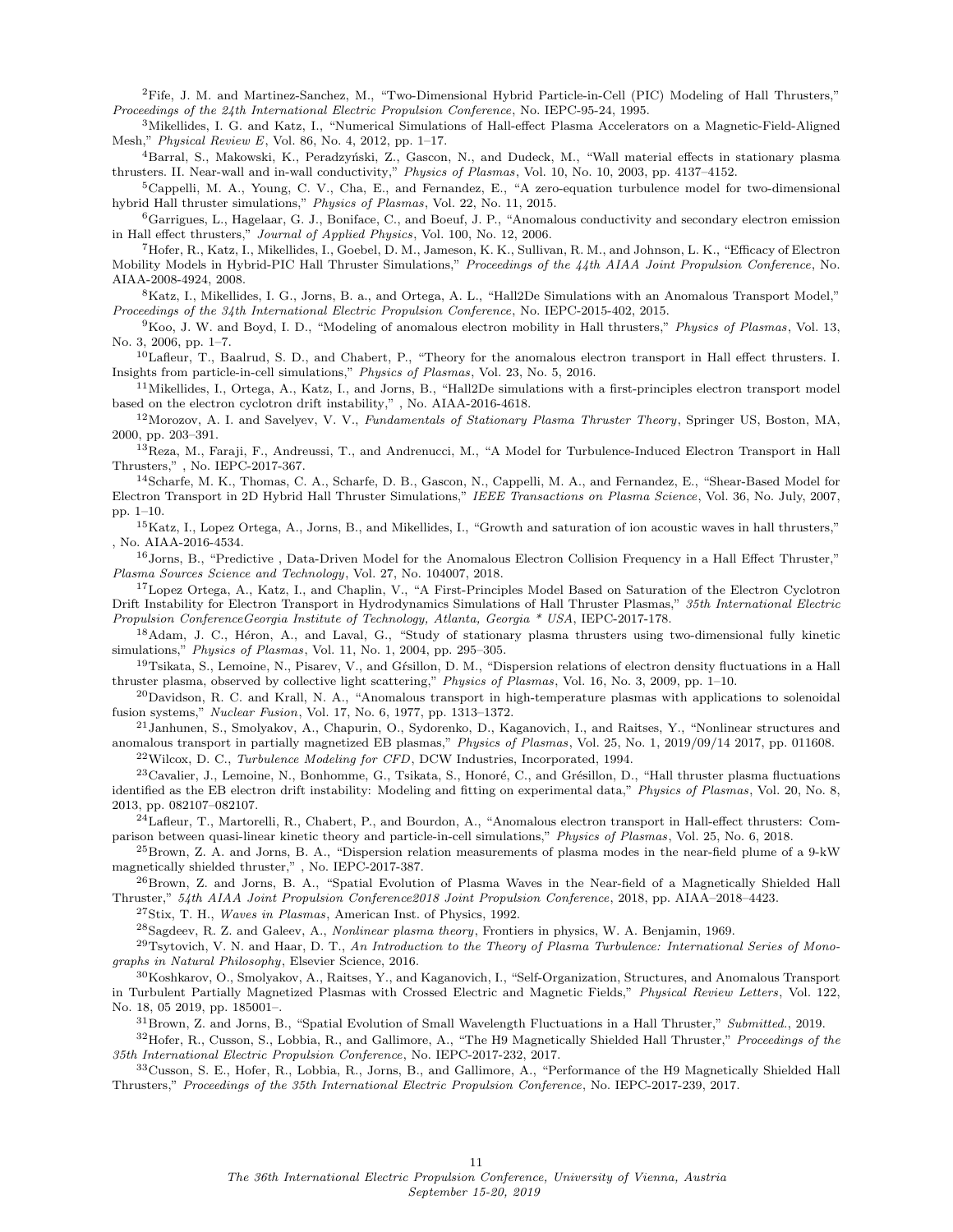[2]Fife, J. M. and Martinez-Sanchez, M., "Two-Dimensional Hybrid Particle-in-Cell (PIC) Modeling of Hall Thrusters," *Proceedings of the 24th International Electric Propulsion Conference*, No. IEPC-95-24, 1995.

[3]Mikellides, I. G. and Katz, I., "Numerical Simulations of Hall-effect Plasma Accelerators on a Magnetic-Field-Aligned Mesh," *Physical Review E*, Vol. 86, No. 4, 2012, pp. 1–17.

[4]Barral, S., Makowski, K., Peradzyński, Z., Gascon, N., and Dudeck, M., "Wall material effects in stationary plasma thrusters. II. Near-wall and in-wall conductivity," *Physics of Plasmas*, Vol. 10, No. 10, 2003, pp. 4137–4152.

[5]Cappelli, M. A., Young, C. V., Cha, E., and Fernandez, E., "A zero-equation turbulence model for two-dimensional hybrid Hall thruster simulations," *Physics of Plasmas*, Vol. 22, No. 11, 2015.

[6]Garrigues, L., Hagelaar, G. J., Boniface, C., and Boeuf, J. P., "Anomalous conductivity and secondary electron emission in Hall effect thrusters," *Journal of Applied Physics*, Vol. 100, No. 12, 2006.

[7]Hofer, R., Katz, I., Mikellides, I., Goebel, D. M., Jameson, K. K., Sullivan, R. M., and Johnson, L. K., "Efficacy of Electron Mobility Models in Hybrid-PIC Hall Thruster Simulations," *Proceedings of the 44th AIAA Joint Propulsion Conference*, No. AIAA-2008-4924, 2008.

[8]Katz, I., Mikellides, I. G., Jorns, B. a., and Ortega, A. L., "Hall2De Simulations with an Anomalous Transport Model," *Proceedings of the 34th International Electric Propulsion Conference*, No. IEPC-2015-402, 2015.

[9]Koo, J. W. and Boyd, I. D., "Modeling of anomalous electron mobility in Hall thrusters," *Physics of Plasmas*, Vol. 13, No. 3, 2006, pp. 1–7.

[10]Lafleur, T., Baalrud, S. D., and Chabert, P., "Theory for the anomalous electron transport in Hall effect thrusters. I. Insights from particle-in-cell simulations," *Physics of Plasmas*, Vol. 23, No. 5, 2016.

[11]Mikellides, I., Ortega, A., Katz, I., and Jorns, B., "Hall2De simulations with a first-principles electron transport model based on the electron cyclotron drift instability," , No. AIAA-2016-4618.

[12]Morozov, A. I. and Savelyev, V. V., *Fundamentals of Stationary Plasma Thruster Theory*, Springer US, Boston, MA, 2000, pp. 203–391.

[13]Reza, M., Faraji, F., Andreussi, T., and Andrenucci, M., "A Model for Turbulence-Induced Electron Transport in Hall Thrusters," , No. IEPC-2017-367.

[14]Scharfe, M. K., Thomas, C. A., Scharfe, D. B., Gascon, N., Cappelli, M. A., and Fernandez, E., "Shear-Based Model for Electron Transport in 2D Hybrid Hall Thruster Simulations," *IEEE Transactions on Plasma Science*, Vol. 36, No. July, 2007, pp. 1–10.

[15]Katz, I., Lopez Ortega, A., Jorns, B., and Mikellides, I., "Growth and saturation of ion acoustic waves in hall thrusters," , No. AIAA-2016-4534.

[16]Jorns, B., "Predictive , Data-Driven Model for the Anomalous Electron Collision Frequency in a Hall Effect Thruster," *Plasma Sources Science and Technology*, Vol. 27, No. 104007, 2018.

[17]Lopez Ortega, A., Katz, I., and Chaplin, V., "A First-Principles Model Based on Saturation of the Electron Cyclotron Drift Instability for Electron Transport in Hydrodynamics Simulations of Hall Thruster Plasmas," *35th International Electric Propulsion ConferenceGeorgia Institute of Technology, Atlanta, Georgia \* USA*, IEPC-2017-178.

[18]Adam, J. C., Héron, A., and Laval, G., "Study of stationary plasma thrusters using two-dimensional fully kinetic simulations," *Physics of Plasmas*, Vol. 11, No. 1, 2004, pp. 295–305.

[19]Tsikata, S., Lemoine, N., Pisarev, V., and Gŕsillon, D. M., "Dispersion relations of electron density fluctuations in a Hall thruster plasma, observed by collective light scattering," *Physics of Plasmas*, Vol. 16, No. 3, 2009, pp. 1–10.

[20]Davidson, R. C. and Krall, N. A., "Anomalous transport in high-temperature plasmas with applications to solenoidal fusion systems," *Nuclear Fusion*, Vol. 17, No. 6, 1977, pp. 1313–1372.

[21]Janhunen, S., Smolyakov, A., Chapurin, O., Sydorenko, D., Kaganovich, I., and Raitses, Y., "Nonlinear structures and anomalous transport in partially magnetized EB plasmas," *Physics of Plasmas*, Vol. 25, No. 1, 2019/09/14 2017, pp. 011608.

[22]Wilcox, D. C., *Turbulence Modeling for CFD*, DCW Industries, Incorporated, 1994.

[23]Cavalier, J., Lemoine, N., Bonhomme, G., Tsikata, S., Honoré, C., and Grésillon, D., "Hall thruster plasma fluctuations identified as the EB electron drift instability: Modeling and fitting on experimental data," *Physics of Plasmas*, Vol. 20, No. 8, 2013, pp. 082107–082107.

[24]Lafleur, T., Martorelli, R., Chabert, P., and Bourdon, A., "Anomalous electron transport in Hall-effect thrusters: Comparison between quasi-linear kinetic theory and particle-in-cell simulations," *Physics of Plasmas*, Vol. 25, No. 6, 2018.

[25]Brown, Z. A. and Jorns, B. A., "Dispersion relation measurements of plasma modes in the near-field plume of a 9-kW magnetically shielded thruster," , No. IEPC-2017-387.

[26]Brown, Z. and Jorns, B. A., "Spatial Evolution of Plasma Waves in the Near-field of a Magnetically Shielded Hall Thruster," *54th AIAA Joint Propulsion Conference2018 Joint Propulsion Conference*, 2018, pp. AIAA–2018–4423.

[27]Stix, T. H., *Waves in Plasmas*, American Inst. of Physics, 1992.

[28]Sagdeev, R. Z. and Galeev, A., *Nonlinear plasma theory*, Frontiers in physics, W. A. Benjamin, 1969.

[29]Tsytovich, V. N. and Haar, D. T., *An Introduction to the Theory of Plasma Turbulence: International Series of Monographs in Natural Philosophy*, Elsevier Science, 2016.

[30]Koshkarov, O., Smolyakov, A., Raitses, Y., and Kaganovich, I., "Self-Organization, Structures, and Anomalous Transport in Turbulent Partially Magnetized Plasmas with Crossed Electric and Magnetic Fields," *Physical Review Letters*, Vol. 122, No. 18, 05 2019, pp. 185001–.

[31]Brown, Z. and Jorns, B., "Spatial Evolution of Small Wavelength Fluctuations in a Hall Thruster," *Submitted.*, 2019.

[32]Hofer, R., Cusson, S., Lobbia, R., and Gallimore, A., "The H9 Magnetically Shielded Hall Thruster," *Proceedings of the 35th International Electric Propulsion Conference*, No. IEPC-2017-232, 2017.

[33]Cusson, S. E., Hofer, R., Lobbia, R., Jorns, B., and Gallimore, A., "Performance of the H9 Magnetically Shielded Hall Thrusters," *Proceedings of the 35th International Electric Propulsion Conference*, No. IEPC-2017-239, 2017.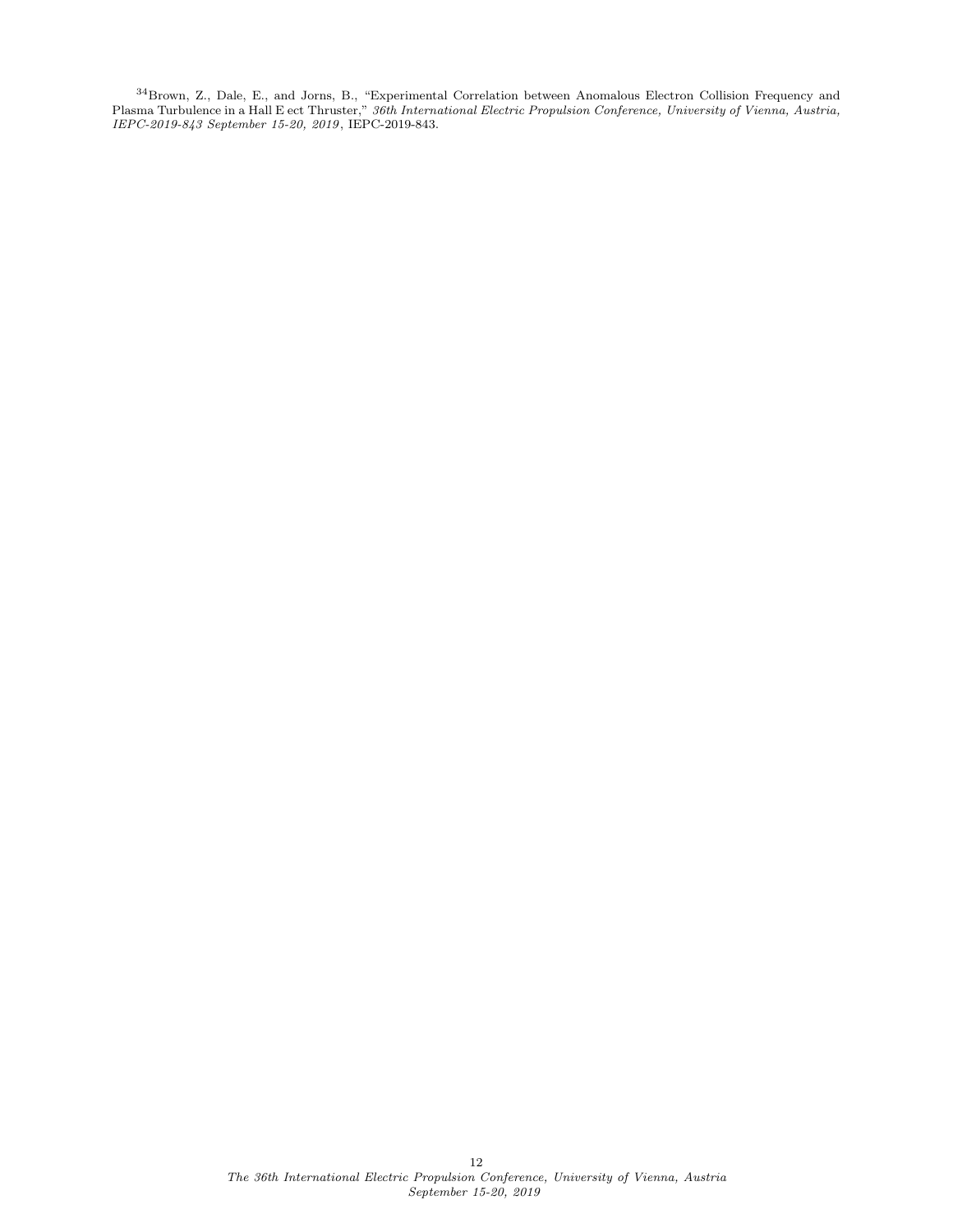[34]Brown, Z., Dale, E., and Jorns, B., "Experimental Correlation between Anomalous Electron Collision Frequency and Plasma Turbulence in a Hall E ect Thruster," *36th International Electric Propulsion Conference, University of Vienna, Austria, IEPC-2019-843 September 15-20, 2019*, IEPC-2019-843.